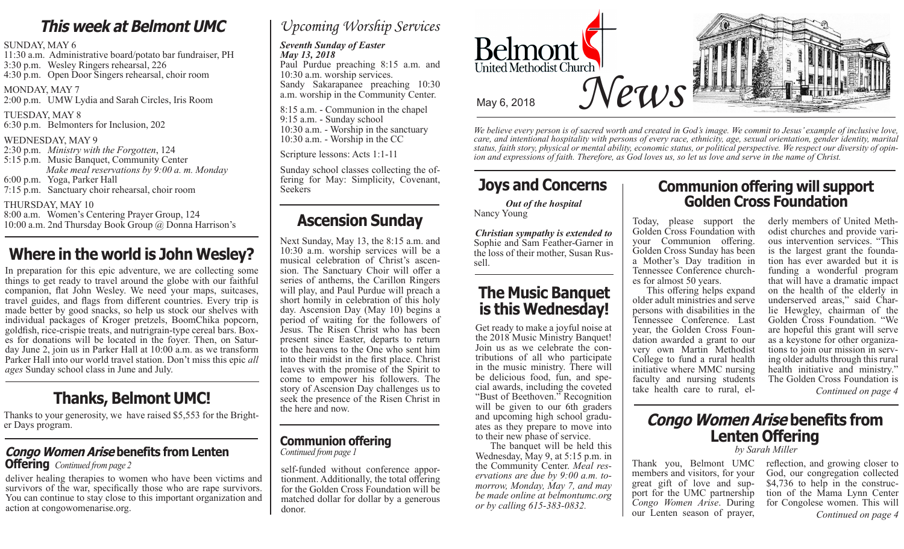# Belmont United Methodist Church News

May 6, 2018

*We believe every person is of sacred worth and created in God's image. We commit to Jesus' example of inclusive love, care, and intentional hospitality with persons of every race, ethnicity, age, sexual orientation, gender identity, marital status, faith story, physical or mental ability, economic status, or political perspective. We respect our diversity of opinion and expressions of faith. Therefore, as God loves us, so let us love and serve in the name of Christ.*

## This week at Belmont UMC

SUNDAY, MAY 6
11:30 a.m. Administrative board/potato bar fundraiser, PH
3:30 p.m. Wesley Ringers rehearsal, 226
4:30 p.m. Open Door Singers rehearsal, choir room

MONDAY, MAY 7
2:00 p.m. UMW Lydia and Sarah Circles, Iris Room

TUESDAY, MAY 8
6:30 p.m. Belmonters for Inclusion, 202

WEDNESDAY, MAY 9
2:30 p.m. *Ministry with the Forgotten*, 124
5:15 p.m. Music Banquet, Community Center
*Make meal reservations by 9:00 a. m. Monday*
6:00 p.m. Yoga, Parker Hall
7:15 p.m. Sanctuary choir rehearsal, choir room

THURSDAY, MAY 10
8:00 a.m. Women's Centering Prayer Group, 124
10:00 a.m. 2nd Thursday Book Group @ Donna Harrison's

## Where in the world is John Wesley?

In preparation for this epic adventure, we are collecting some things to get ready to travel around the globe with our faithful companion, flat John Wesley. We need your maps, suitcases, travel guides, and flags from different countries. Every trip is made better by good snacks, so help us stock our shelves with individual packages of Kroger pretzels, BoomChika popcorn, goldfish, rice-crispie treats, and nutrigrain-type cereal bars. Boxes for donations will be located in the foyer. Then, on Saturday June 2, join us in Parker Hall at 10:00 a.m. as we transform Parker Hall into our world travel station. Don't miss this epic *all ages* Sunday school class in June and July.

## Thanks, Belmont UMC!

Thanks to your generosity, we have raised $5,553 for the Brighter Days program.

### *Congo Women Arise* benefits from Lenten Offering *Continued from page 2*

deliver healing therapies to women who have been victims and survivors of the war, specifically those who are rape survivors. You can continue to stay close to this important organization and action at congowomenarise.org.

## Upcoming Worship Services

***Seventh Sunday of Easter***
***May 13, 2018***
Paul Purdue preaching 8:15 a.m. and 10:30 a.m. worship services.
Sandy Sakarapanee preaching 10:30 a.m. worship in the Community Center.

8:15 a.m. - Communion in the chapel
9:15 a.m. - Sunday school
10:30 a.m. - Worship in the sanctuary
10:30 a.m. - Worship in the CC

Scripture lessons: Acts 1:1-11

Sunday school classes collecting the offering for May: Simplicity, Covenant, Seekers

## Ascension Sunday

Next Sunday, May 13, the 8:15 a.m. and 10:30 a.m. worship services will be a musical celebration of Christ's ascension. The Sanctuary Choir will offer a series of anthems, the Carillon Ringers will play, and Paul Purdue will preach a short homily in celebration of this holy day. Ascension Day (May 10) begins a period of waiting for the followers of Jesus. The Risen Christ who has been present since Easter, departs to return to the heavens to the One who sent him into their midst in the first place. Christ leaves with the promise of the Spirit to come to empower his followers. The story of Ascension Day challenges us to seek the presence of the Risen Christ in the here and now.

### Communion offering
*Continued from page 1*

self-funded without conference apportionment. Additionally, the total offering for the Golden Cross Foundation will be matched dollar for dollar by a generous donor.

## Joys and Concerns

***Out of the hospital***
Nancy Young

***Christian sympathy is extended to*** Sophie and Sam Feather-Garner in the loss of their mother, Susan Russell.

## The Music Banquet is this Wednesday!

Get ready to make a joyful noise at the 2018 Music Ministry Banquet! Join us as we celebrate the contributions of all who participate in the music ministry. There will be delicious food, fun, and special awards, including the coveted "Bust of Beethoven." Recognition will be given to our 6th graders and upcoming high school graduates as they prepare to move into to their new phase of service.

The banquet will be held this Wednesday, May 9, at 5:15 p.m. in the Community Center. *Meal reservations are due by 9:00 a.m. tomorrow, Monday, May 7, and may be made online at belmontumc.org or by calling 615-383-0832.*

## Communion offering will support Golden Cross Foundation

Today, please support the Golden Cross Foundation with your Communion offering. Golden Cross Sunday has been a Mother's Day tradition in Tennessee Conference churches for almost 50 years.

This offering helps expand older adult ministries and serve persons with disabilities in the Tennessee Conference. Last year, the Golden Cross Foundation awarded a grant to our very own Martin Methodist College to fund a rural health initiative where MMC nursing faculty and nursing students take health care to rural, elderly members of United Methodist churches and provide various intervention services. "This is the largest grant the foundation has ever awarded but it is funding a wonderful program that will have a dramatic impact on the health of the elderly in underserved areas," said Charlie Hewgley, chairman of the Golden Cross Foundation. "We are hopeful this grant will serve as a keystone for other organizations to join our mission in serving older adults through this rural health initiative and ministry." The Golden Cross Foundation is

*Continued on page 4*

## *Congo Women Arise* benefits from Lenten Offering

*by Sarah Miller*

Thank you, Belmont UMC members and visitors, for your great gift of love and support for the UMC partnership *Congo Women Arise*. During our Lenten season of prayer, reflection, and growing closer to God, our congregation collected $4,736 to help in the construction of the Mama Lynn Center for Congolese women. This will

*Continued on page 4*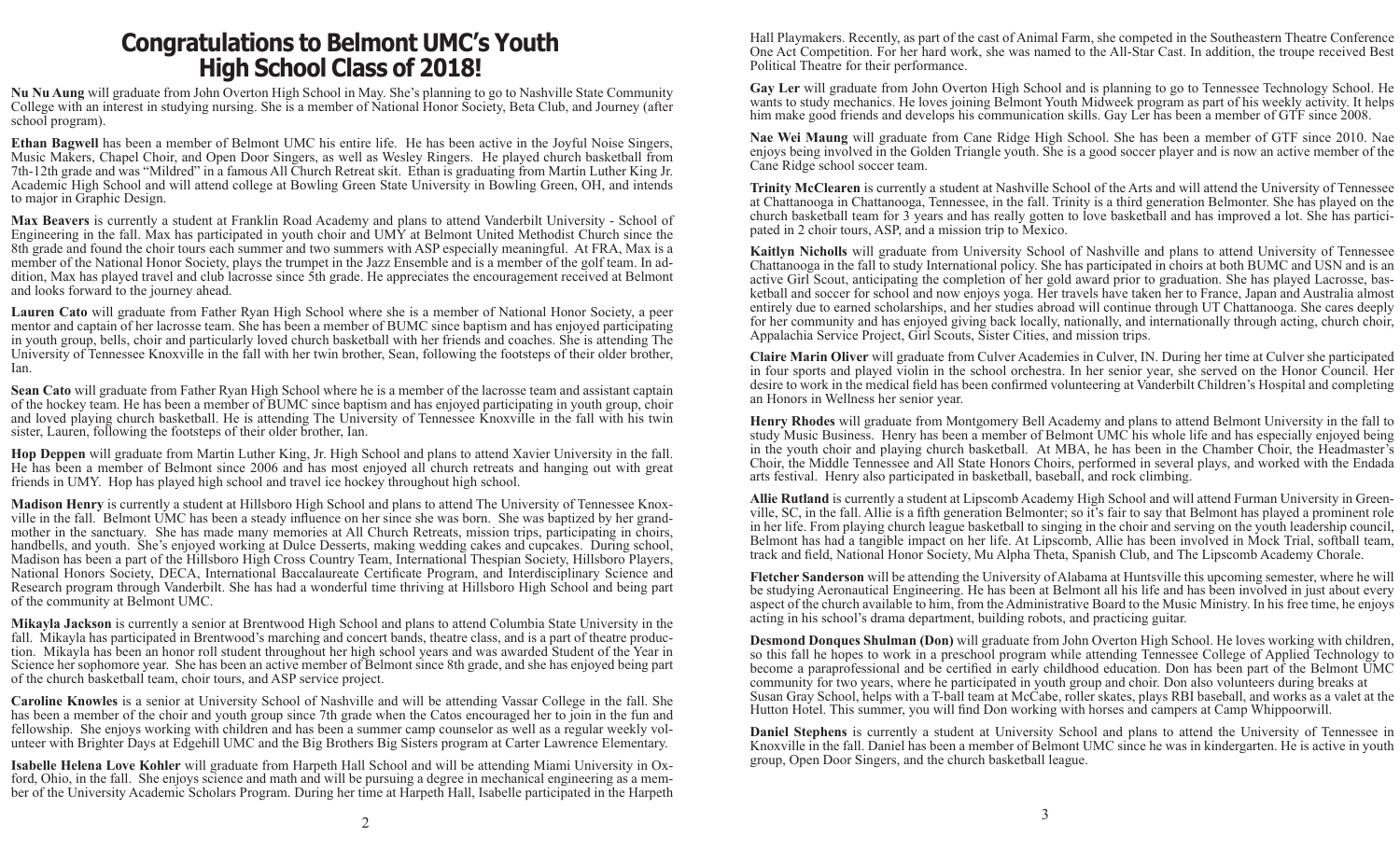# Congratulations to Belmont UMC's Youth High School Class of 2018!

**Nu Nu Aung** will graduate from John Overton High School in May. She's planning to go to Nashville State Community College with an interest in studying nursing. She is a member of National Honor Society, Beta Club, and Journey (after school program).

**Ethan Bagwell** has been a member of Belmont UMC his entire life. He has been active in the Joyful Noise Singers, Music Makers, Chapel Choir, and Open Door Singers, as well as Wesley Ringers. He played church basketball from 7th-12th grade and was "Mildred" in a famous All Church Retreat skit. Ethan is graduating from Martin Luther King Jr. Academic High School and will attend college at Bowling Green State University in Bowling Green, OH, and intends to major in Graphic Design.

**Max Beavers** is currently a student at Franklin Road Academy and plans to attend Vanderbilt University - School of Engineering in the fall. Max has participated in youth choir and UMY at Belmont United Methodist Church since the 8th grade and found the choir tours each summer and two summers with ASP especially meaningful. At FRA, Max is a member of the National Honor Society, plays the trumpet in the Jazz Ensemble and is a member of the golf team. In addition, Max has played travel and club lacrosse since 5th grade. He appreciates the encouragement received at Belmont and looks forward to the journey ahead.

**Lauren Cato** will graduate from Father Ryan High School where she is a member of National Honor Society, a peer mentor and captain of her lacrosse team. She has been a member of BUMC since baptism and has enjoyed participating in youth group, bells, choir and particularly loved church basketball with her friends and coaches. She is attending The University of Tennessee Knoxville in the fall with her twin brother, Sean, following the footsteps of their older brother, Ian.

**Sean Cato** will graduate from Father Ryan High School where he is a member of the lacrosse team and assistant captain of the hockey team. He has been a member of BUMC since baptism and has enjoyed participating in youth group, choir and loved playing church basketball. He is attending The University of Tennessee Knoxville in the fall with his twin sister, Lauren, following the footsteps of their older brother, Ian.

**Hop Deppen** will graduate from Martin Luther King, Jr. High School and plans to attend Xavier University in the fall. He has been a member of Belmont since 2006 and has most enjoyed all church retreats and hanging out with great friends in UMY. Hop has played high school and travel ice hockey throughout high school.

**Madison Henry** is currently a student at Hillsboro High School and plans to attend The University of Tennessee Knoxville in the fall. Belmont UMC has been a steady influence on her since she was born. She was baptized by her grandmother in the sanctuary. She has made many memories at All Church Retreats, mission trips, participating in choirs, handbells, and youth. She's enjoyed working at Dulce Desserts, making wedding cakes and cupcakes. During school, Madison has been a part of the Hillsboro High Cross Country Team, International Thespian Society, Hillsboro Players, National Honors Society, DECA, International Baccalaureate Certificate Program, and Interdisciplinary Science and Research program through Vanderbilt. She has had a wonderful time thriving at Hillsboro High School and being part of the community at Belmont UMC.

**Mikayla Jackson** is currently a senior at Brentwood High School and plans to attend Columbia State University in the fall. Mikayla has participated in Brentwood's marching and concert bands, theatre class, and is a part of theatre production. Mikayla has been an honor roll student throughout her high school years and was awarded Student of the Year in Science her sophomore year. She has been an active member of Belmont since 8th grade, and she has enjoyed being part of the church basketball team, choir tours, and ASP service project.

**Caroline Knowles** is a senior at University School of Nashville and will be attending Vassar College in the fall. She has been a member of the choir and youth group since 7th grade when the Catos encouraged her to join in the fun and fellowship. She enjoys working with children and has been a summer camp counselor as well as a regular weekly volunteer with Brighter Days at Edgehill UMC and the Big Brothers Big Sisters program at Carter Lawrence Elementary.

**Isabelle Helena Love Kohler** will graduate from Harpeth Hall School and will be attending Miami University in Oxford, Ohio, in the fall. She enjoys science and math and will be pursuing a degree in mechanical engineering as a member of the University Academic Scholars Program. During her time at Harpeth Hall, Isabelle participated in the Harpeth Hall Playmakers. Recently, as part of the cast of Animal Farm, she competed in the Southeastern Theatre Conference One Act Competition. For her hard work, she was named to the All-Star Cast. In addition, the troupe received Best Political Theatre for their performance.

**Gay Ler** will graduate from John Overton High School and is planning to go to Tennessee Technology School. He wants to study mechanics. He loves joining Belmont Youth Midweek program as part of his weekly activity. It helps him make good friends and develops his communication skills. Gay Ler has been a member of GTF since 2008.

**Nae Wei Maung** will graduate from Cane Ridge High School. She has been a member of GTF since 2010. Nae enjoys being involved in the Golden Triangle youth. She is a good soccer player and is now an active member of the Cane Ridge school soccer team.

**Trinity McClearen** is currently a student at Nashville School of the Arts and will attend the University of Tennessee at Chattanooga in Chattanooga, Tennessee, in the fall. Trinity is a third generation Belmonter. She has played on the church basketball team for 3 years and has really gotten to love basketball and has improved a lot. She has participated in 2 choir tours, ASP, and a mission trip to Mexico.

**Kaitlyn Nicholls** will graduate from University School of Nashville and plans to attend University of Tennessee Chattanooga in the fall to study International policy. She has participated in choirs at both BUMC and USN and is an active Girl Scout, anticipating the completion of her gold award prior to graduation. She has played Lacrosse, basketball and soccer for school and now enjoys yoga. Her travels have taken her to France, Japan and Australia almost entirely due to earned scholarships, and her studies abroad will continue through UT Chattanooga. She cares deeply for her community and has enjoyed giving back locally, nationally, and internationally through acting, church choir, Appalachia Service Project, Girl Scouts, Sister Cities, and mission trips.

**Claire Marin Oliver** will graduate from Culver Academies in Culver, IN. During her time at Culver she participated in four sports and played violin in the school orchestra. In her senior year, she served on the Honor Council. Her desire to work in the medical field has been confirmed volunteering at Vanderbilt Children's Hospital and completing an Honors in Wellness her senior year.

**Henry Rhodes** will graduate from Montgomery Bell Academy and plans to attend Belmont University in the fall to study Music Business. Henry has been a member of Belmont UMC his whole life and has especially enjoyed being in the youth choir and playing church basketball. At MBA, he has been in the Chamber Choir, the Headmaster's Choir, the Middle Tennessee and All State Honors Choirs, performed in several plays, and worked with the Endada arts festival. Henry also participated in basketball, baseball, and rock climbing.

**Allie Rutland** is currently a student at Lipscomb Academy High School and will attend Furman University in Greenville, SC, in the fall. Allie is a fifth generation Belmonter; so it's fair to say that Belmont has played a prominent role in her life. From playing church league basketball to singing in the choir and serving on the youth leadership council, Belmont has had a tangible impact on her life. At Lipscomb, Allie has been involved in Mock Trial, softball team, track and field, National Honor Society, Mu Alpha Theta, Spanish Club, and The Lipscomb Academy Chorale.

**Fletcher Sanderson** will be attending the University of Alabama at Huntsville this upcoming semester, where he will be studying Aeronautical Engineering. He has been at Belmont all his life and has been involved in just about every aspect of the church available to him, from the Administrative Board to the Music Ministry. In his free time, he enjoys acting in his school's drama department, building robots, and practicing guitar.

**Desmond Donques Shulman (Don)** will graduate from John Overton High School. He loves working with children, so this fall he hopes to work in a preschool program while attending Tennessee College of Applied Technology to become a paraprofessional and be certified in early childhood education. Don has been part of the Belmont UMC community for two years, where he participated in youth group and choir. Don also volunteers during breaks at Susan Gray School, helps with a T-ball team at McCabe, roller skates, plays RBI baseball, and works as a valet at the Hutton Hotel. This summer, you will find Don working with horses and campers at Camp Whippoorwill.

**Daniel Stephens** is currently a student at University School and plans to attend the University of Tennessee in Knoxville in the fall. Daniel has been a member of Belmont UMC since he was in kindergarten. He is active in youth group, Open Door Singers, and the church basketball league.